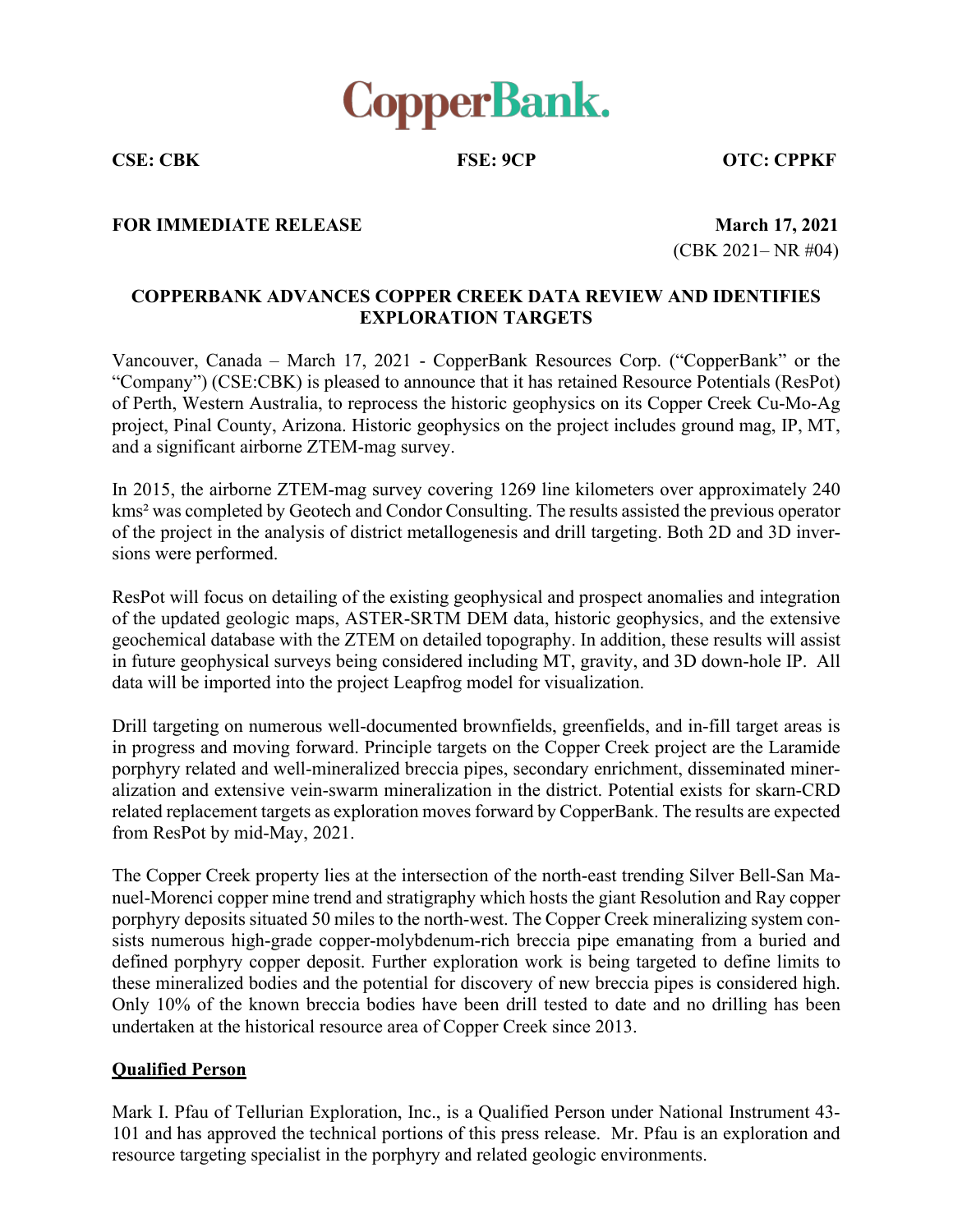**CopperBank.**

**CSE: CBK** **FSE: 9CP** **OTC: CPPKF**

**FOR IMMEDIATE RELEASE** **March 17, 2021**

(CBK 2021– NR #04)

## COPPERBANK ADVANCES COPPER CREEK DATA REVIEW AND IDENTIFIES EXPLORATION TARGETS

Vancouver, Canada – March 17, 2021 - CopperBank Resources Corp. ("CopperBank" or the "Company") (CSE:CBK) is pleased to announce that it has retained Resource Potentials (ResPot) of Perth, Western Australia, to reprocess the historic geophysics on its Copper Creek Cu-Mo-Ag project, Pinal County, Arizona. Historic geophysics on the project includes ground mag, IP, MT, and a significant airborne ZTEM-mag survey.

In 2015, the airborne ZTEM-mag survey covering 1269 line kilometers over approximately 240 kms² was completed by Geotech and Condor Consulting. The results assisted the previous operator of the project in the analysis of district metallogenesis and drill targeting. Both 2D and 3D inversions were performed.

ResPot will focus on detailing of the existing geophysical and prospect anomalies and integration of the updated geologic maps, ASTER-SRTM DEM data, historic geophysics, and the extensive geochemical database with the ZTEM on detailed topography. In addition, these results will assist in future geophysical surveys being considered including MT, gravity, and 3D down-hole IP. All data will be imported into the project Leapfrog model for visualization.

Drill targeting on numerous well-documented brownfields, greenfields, and in-fill target areas is in progress and moving forward. Principle targets on the Copper Creek project are the Laramide porphyry related and well-mineralized breccia pipes, secondary enrichment, disseminated mineralization and extensive vein-swarm mineralization in the district. Potential exists for skarn-CRD related replacement targets as exploration moves forward by CopperBank. The results are expected from ResPot by mid-May, 2021.

The Copper Creek property lies at the intersection of the north-east trending Silver Bell-San Manuel-Morenci copper mine trend and stratigraphy which hosts the giant Resolution and Ray copper porphyry deposits situated 50 miles to the north-west. The Copper Creek mineralizing system consists numerous high-grade copper-molybdenum-rich breccia pipe emanating from a buried and defined porphyry copper deposit. Further exploration work is being targeted to define limits to these mineralized bodies and the potential for discovery of new breccia pipes is considered high. Only 10% of the known breccia bodies have been drill tested to date and no drilling has been undertaken at the historical resource area of Copper Creek since 2013.

### Qualified Person

Mark I. Pfau of Tellurian Exploration, Inc., is a Qualified Person under National Instrument 43-101 and has approved the technical portions of this press release. Mr. Pfau is an exploration and resource targeting specialist in the porphyry and related geologic environments.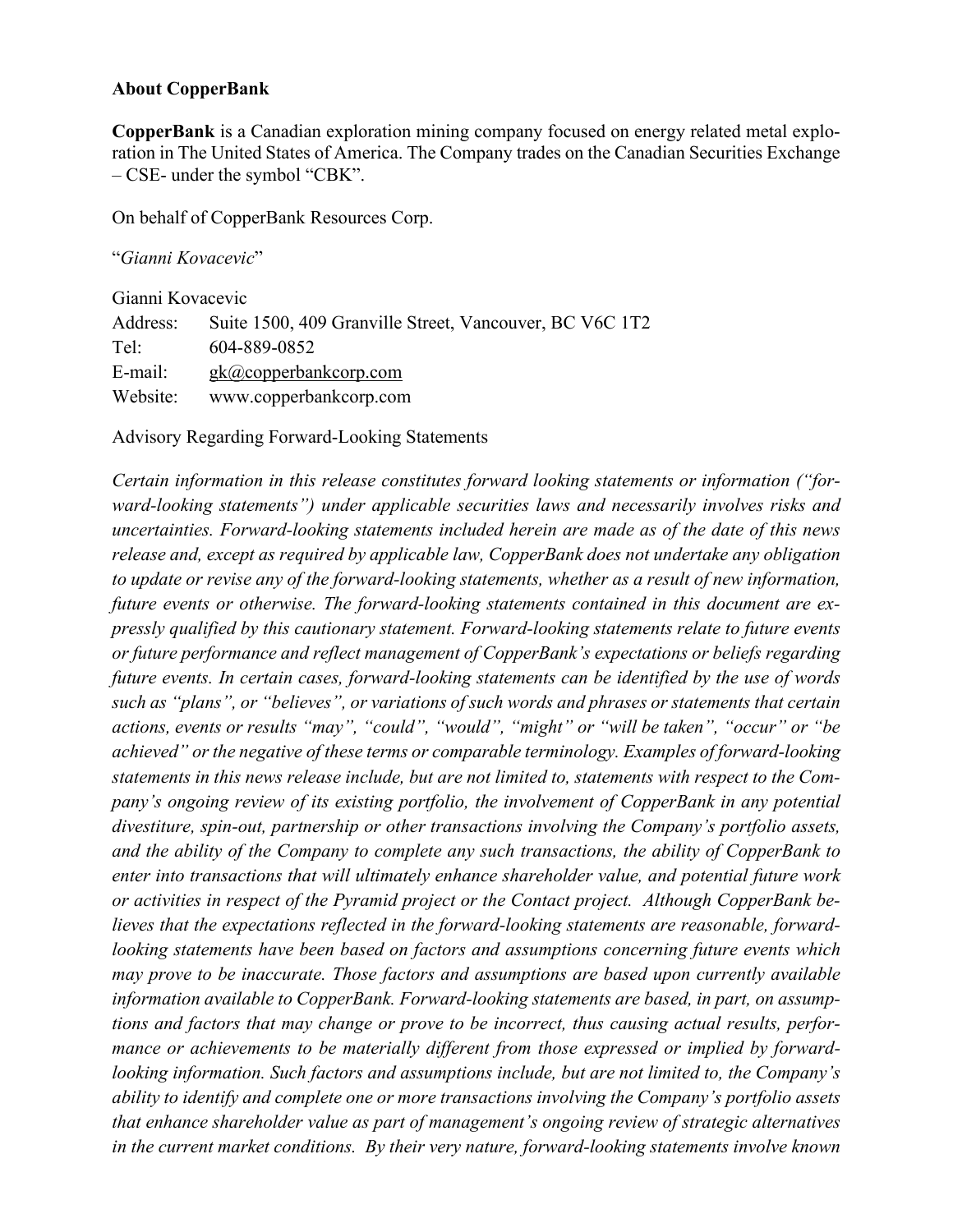**About CopperBank**

**CopperBank** is a Canadian exploration mining company focused on energy related metal exploration in The United States of America. The Company trades on the Canadian Securities Exchange – CSE- under the symbol "CBK".

On behalf of CopperBank Resources Corp.

"*Gianni Kovacevic*"

Gianni Kovacevic
Address: Suite 1500, 409 Granville Street, Vancouver, BC V6C 1T2
Tel: 604-889-0852
E-mail: gk@copperbankcorp.com
Website: www.copperbankcorp.com

Advisory Regarding Forward-Looking Statements

*Certain information in this release constitutes forward looking statements or information ("forward-looking statements") under applicable securities laws and necessarily involves risks and uncertainties. Forward-looking statements included herein are made as of the date of this news release and, except as required by applicable law, CopperBank does not undertake any obligation to update or revise any of the forward-looking statements, whether as a result of new information, future events or otherwise. The forward-looking statements contained in this document are expressly qualified by this cautionary statement. Forward-looking statements relate to future events or future performance and reflect management of CopperBank's expectations or beliefs regarding future events. In certain cases, forward-looking statements can be identified by the use of words such as "plans", or "believes", or variations of such words and phrases or statements that certain actions, events or results "may", "could", "would", "might" or "will be taken", "occur" or "be achieved" or the negative of these terms or comparable terminology. Examples of forward-looking statements in this news release include, but are not limited to, statements with respect to the Company's ongoing review of its existing portfolio, the involvement of CopperBank in any potential divestiture, spin-out, partnership or other transactions involving the Company's portfolio assets, and the ability of the Company to complete any such transactions, the ability of CopperBank to enter into transactions that will ultimately enhance shareholder value, and potential future work or activities in respect of the Pyramid project or the Contact project. Although CopperBank believes that the expectations reflected in the forward-looking statements are reasonable, forward-looking statements have been based on factors and assumptions concerning future events which may prove to be inaccurate. Those factors and assumptions are based upon currently available information available to CopperBank. Forward-looking statements are based, in part, on assumptions and factors that may change or prove to be incorrect, thus causing actual results, performance or achievements to be materially different from those expressed or implied by forward-looking information. Such factors and assumptions include, but are not limited to, the Company's ability to identify and complete one or more transactions involving the Company's portfolio assets that enhance shareholder value as part of management's ongoing review of strategic alternatives in the current market conditions. By their very nature, forward-looking statements involve known*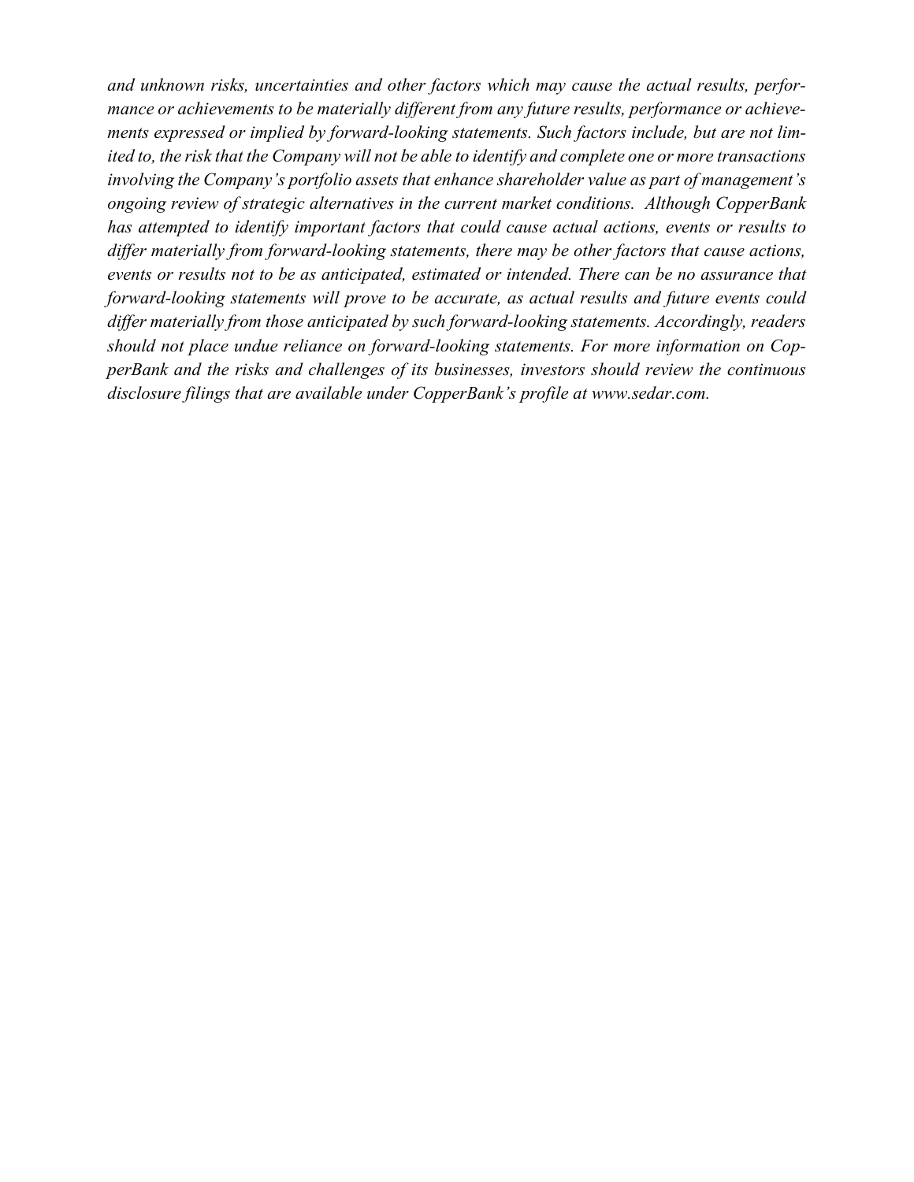*and unknown risks, uncertainties and other factors which may cause the actual results, performance or achievements to be materially different from any future results, performance or achievements expressed or implied by forward-looking statements. Such factors include, but are not limited to, the risk that the Company will not be able to identify and complete one or more transactions involving the Company's portfolio assets that enhance shareholder value as part of management's ongoing review of strategic alternatives in the current market conditions. Although CopperBank has attempted to identify important factors that could cause actual actions, events or results to differ materially from forward-looking statements, there may be other factors that cause actions, events or results not to be as anticipated, estimated or intended. There can be no assurance that forward-looking statements will prove to be accurate, as actual results and future events could differ materially from those anticipated by such forward-looking statements. Accordingly, readers should not place undue reliance on forward-looking statements. For more information on CopperBank and the risks and challenges of its businesses, investors should review the continuous disclosure filings that are available under CopperBank's profile at www.sedar.com.*